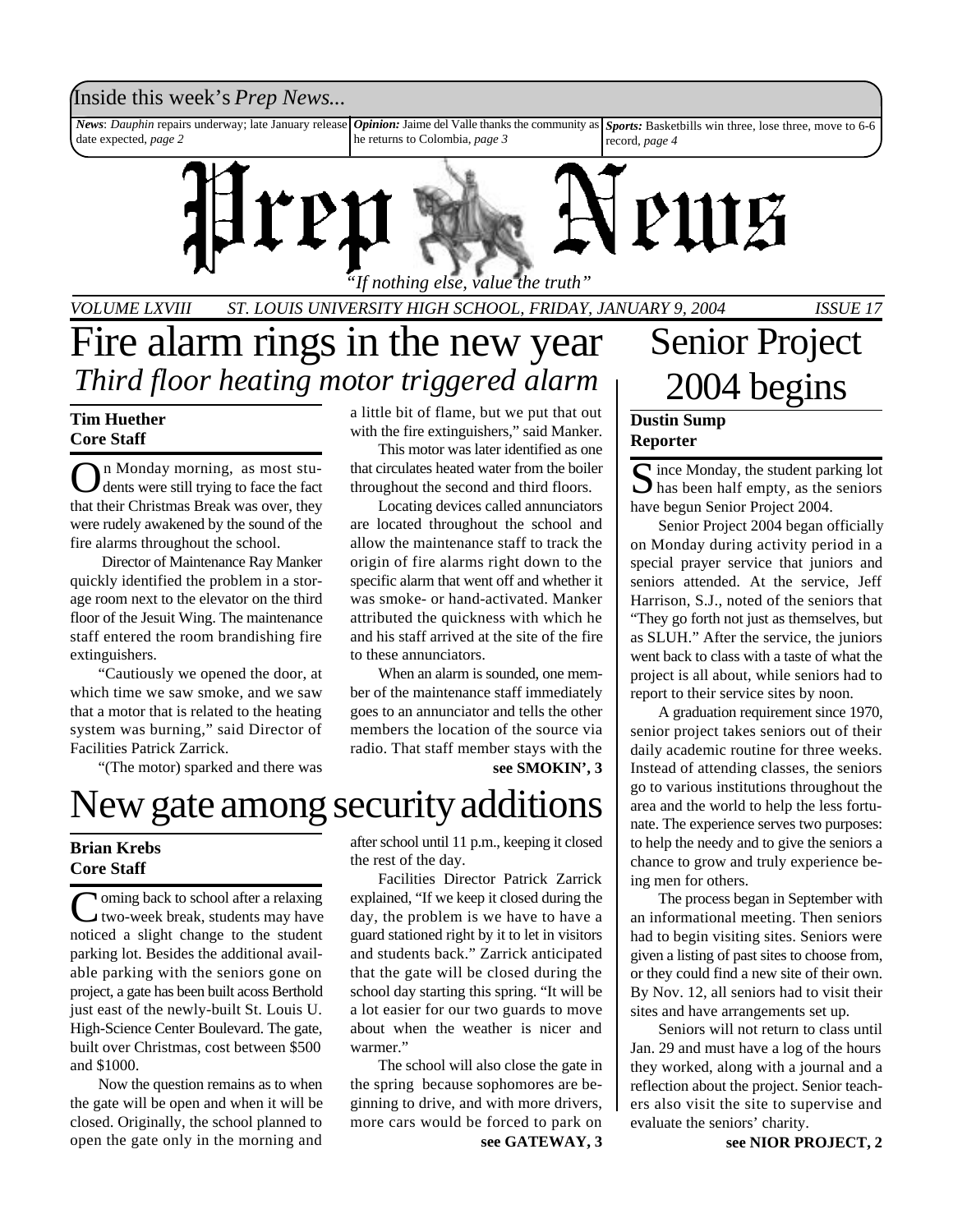Inside this week's *Prep News...*

***News***: *Dauphin* repairs underway; late January release date expected, *page 2*

***Opinion:*** Jaime del Valle thanks the community as he returns to Colombia, *page 3*

***Sports:*** Basketbills win three, lose three, move to 6-6 record, *page 4*

# Prep News

*"If nothing else, value the truth"*

*VOLUME LXVIII ST. LOUIS UNIVERSITY HIGH SCHOOL, FRIDAY, JANUARY 9, 2004 ISSUE 17*

# Fire alarm rings in the new year

## *Third floor heating motor triggered alarm*

**Tim Huether**
**Core Staff**

On Monday morning, as most students were still trying to face the fact that their Christmas Break was over, they were rudely awakened by the sound of the fire alarms throughout the school.

Director of Maintenance Ray Manker quickly identified the problem in a storage room next to the elevator on the third floor of the Jesuit Wing. The maintenance staff entered the room brandishing fire extinguishers.

"Cautiously we opened the door, at which time we saw smoke, and we saw that a motor that is related to the heating system was burning," said Director of Facilities Patrick Zarrick.

"(The motor) sparked and there was a little bit of flame, but we put that out with the fire extinguishers," said Manker.

This motor was later identified as one that circulates heated water from the boiler throughout the second and third floors.

Locating devices called annunciators are located throughout the school and allow the maintenance staff to track the origin of fire alarms right down to the specific alarm that went off and whether it was smoke- or hand-activated. Manker attributed the quickness with which he and his staff arrived at the site of the fire to these annunciators.

When an alarm is sounded, one member of the maintenance staff immediately goes to an annunciator and tells the other members the location of the source via radio. That staff member stays with the

**see SMOKIN', 3**

# New gate among security additions

**Brian Krebs**
**Core Staff**

Coming back to school after a relaxing two-week break, students may have noticed a slight change to the student parking lot. Besides the additional available parking with the seniors gone on project, a gate has been built acoss Berthold just east of the newly-built St. Louis U. High-Science Center Boulevard. The gate, built over Christmas, cost between $500 and $1000.

Now the question remains as to when the gate will be open and when it will be closed. Originally, the school planned to open the gate only in the morning and after school until 11 p.m., keeping it closed the rest of the day.

Facilities Director Patrick Zarrick explained, "If we keep it closed during the day, the problem is we have to have a guard stationed right by it to let in visitors and students back." Zarrick anticipated that the gate will be closed during the school day starting this spring. "It will be a lot easier for our two guards to move about when the weather is nicer and warmer."

The school will also close the gate in the spring because sophomores are beginning to drive, and with more drivers, more cars would be forced to park on

**see GATEWAY, 3**

# Senior Project 2004 begins

**Dustin Sump**
**Reporter**

Since Monday, the student parking lot has been half empty, as the seniors have begun Senior Project 2004.

Senior Project 2004 began officially on Monday during activity period in a special prayer service that juniors and seniors attended. At the service, Jeff Harrison, S.J., noted of the seniors that "They go forth not just as themselves, but as SLUH." After the service, the juniors went back to class with a taste of what the project is all about, while seniors had to report to their service sites by noon.

A graduation requirement since 1970, senior project takes seniors out of their daily academic routine for three weeks. Instead of attending classes, the seniors go to various institutions throughout the area and the world to help the less fortunate. The experience serves two purposes: to help the needy and to give the seniors a chance to grow and truly experience being men for others.

The process began in September with an informational meeting. Then seniors had to begin visiting sites. Seniors were given a listing of past sites to choose from, or they could find a new site of their own. By Nov. 12, all seniors had to visit their sites and have arrangements set up.

Seniors will not return to class until Jan. 29 and must have a log of the hours they worked, along with a journal and a reflection about the project. Senior teachers also visit the site to supervise and evaluate the seniors' charity.

**see NIOR PROJECT, 2**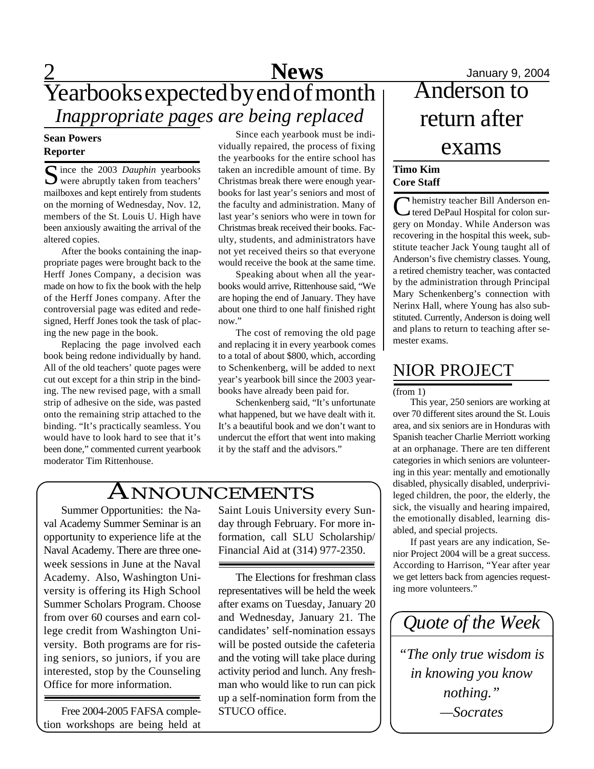# Yearbooks expected by end of month

## *Inappropriate pages are being replaced*

**Sean Powers**
**Reporter**

Since the 2003 *Dauphin* yearbooks were abruptly taken from teachers' mailboxes and kept entirely from students on the morning of Wednesday, Nov. 12, members of the St. Louis U. High have been anxiously awaiting the arrival of the altered copies.

After the books containing the inappropriate pages were brought back to the Herff Jones Company, a decision was made on how to fix the book with the help of the Herff Jones company. After the controversial page was edited and redesigned, Herff Jones took the task of placing the new page in the book.

Replacing the page involved each book being redone individually by hand. All of the old teachers' quote pages were cut out except for a thin strip in the binding. The new revised page, with a small strip of adhesive on the side, was pasted onto the remaining strip attached to the binding. "It's practically seamless. You would have to look hard to see that it's been done," commented current yearbook moderator Tim Rittenhouse.

Since each yearbook must be individually repaired, the process of fixing the yearbooks for the entire school has taken an incredible amount of time. By Christmas break there were enough yearbooks for last year's seniors and most of the faculty and administration. Many of last year's seniors who were in town for Christmas break received their books. Faculty, students, and administrators have not yet received theirs so that everyone would receive the book at the same time.

Speaking about when all the yearbooks would arrive, Rittenhouse said, "We are hoping the end of January. They have about one third to one half finished right now."

The cost of removing the old page and replacing it in every yearbook comes to a total of about $800, which, according to Schenkenberg, will be added to next year's yearbook bill since the 2003 yearbooks have already been paid for.

Schenkenberg said, "It's unfortunate what happened, but we have dealt with it. It's a beautiful book and we don't want to undercut the effort that went into making it by the staff and the advisors."

# Anderson to return after exams

**Timo Kim**
**Core Staff**

Chemistry teacher Bill Anderson entered DePaul Hospital for colon surgery on Monday. While Anderson was recovering in the hospital this week, substitute teacher Jack Young taught all of Anderson's five chemistry classes. Young, a retired chemistry teacher, was contacted by the administration through Principal Mary Schenkenberg's connection with Nerinx Hall, where Young has also substituted. Currently, Anderson is doing well and plans to return to teaching after semester exams.

## NIOR PROJECT

(from 1)

This year, 250 seniors are working at over 70 different sites around the St. Louis area, and six seniors are in Honduras with Spanish teacher Charlie Merriott working at an orphanage. There are ten different categories in which seniors are volunteering in this year: mentally and emotionally disabled, physically disabled, underprivileged children, the poor, the elderly, the sick, the visually and hearing impaired, the emotionally disabled, learning disabled, and special projects.

If past years are any indication, Senior Project 2004 will be a great success. According to Harrison, "Year after year we get letters back from agencies requesting more volunteers."

# Announcements

Summer Opportunities: the Naval Academy Summer Seminar is an opportunity to experience life at the Naval Academy. There are three one-week sessions in June at the Naval Academy. Also, Washington University is offering its High School Summer Scholars Program. Choose from over 60 courses and earn college credit from Washington University. Both programs are for rising seniors, so juniors, if you are interested, stop by the Counseling Office for more information.

---

Free 2004-2005 FAFSA completion workshops are being held at Saint Louis University every Sunday through February. For more information, call SLU Scholarship/ Financial Aid at (314) 977-2350.

---

The Elections for freshman class representatives will be held the week after exams on Tuesday, January 20 and Wednesday, January 21. The candidates' self-nomination essays will be posted outside the cafeteria and the voting will take place during activity period and lunch. Any freshman who would like to run can pick up a self-nomination form from the STUCO office.

## *Quote of the Week*

*"The only true wisdom is in knowing you know nothing."*
*—Socrates*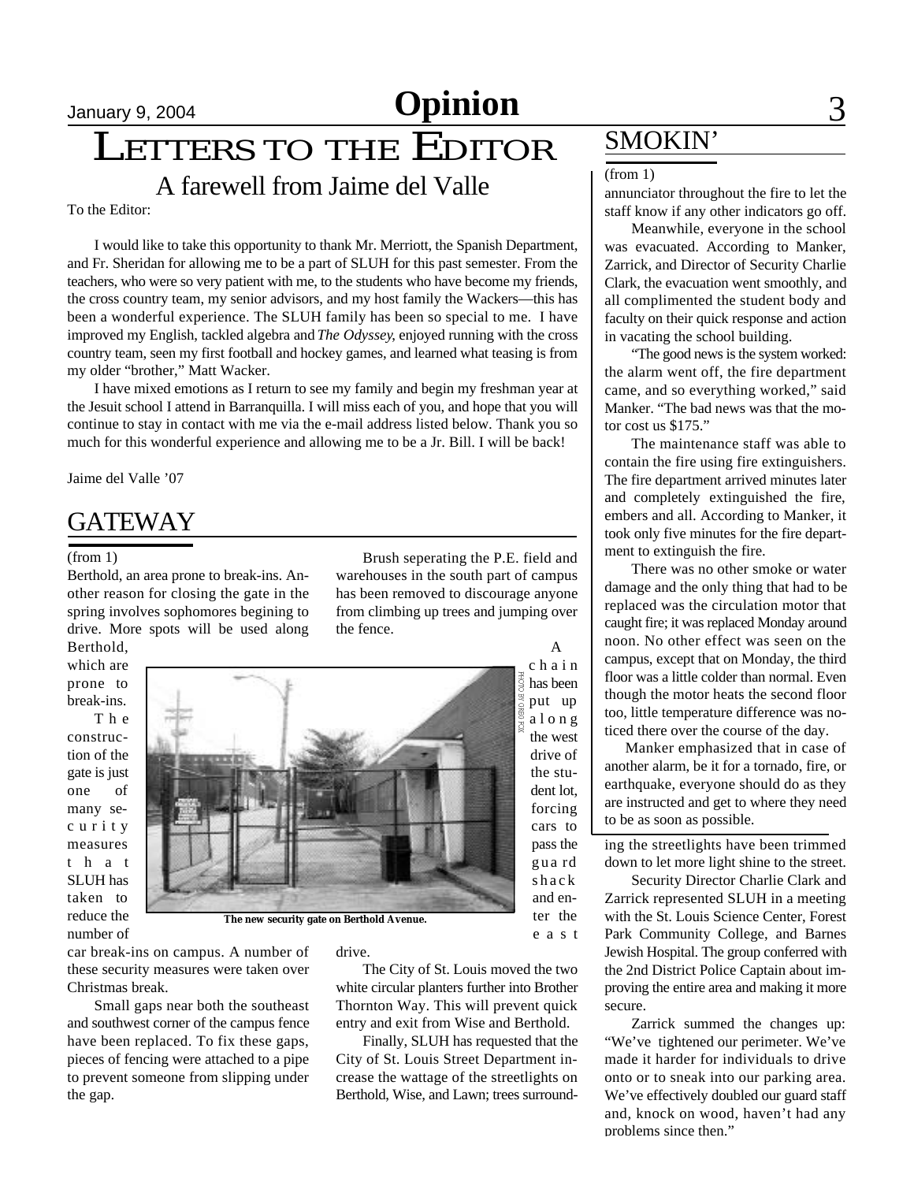# Opinion

## LETTERS TO THE EDITOR

### A farewell from Jaime del Valle

To the Editor:

I would like to take this opportunity to thank Mr. Merriott, the Spanish Department, and Fr. Sheridan for allowing me to be a part of SLUH for this past semester. From the teachers, who were so very patient with me, to the students who have become my friends, the cross country team, my senior advisors, and my host family the Wackers—this has been a wonderful experience. The SLUH family has been so special to me. I have improved my English, tackled algebra and *The Odyssey*, enjoyed running with the cross country team, seen my first football and hockey games, and learned what teasing is from my older "brother," Matt Wacker.

I have mixed emotions as I return to see my family and begin my freshman year at the Jesuit school I attend in Barranquilla. I will miss each of you, and hope that you will continue to stay in contact with me via the e-mail address listed below. Thank you so much for this wonderful experience and allowing me to be a Jr. Bill. I will be back!

Jaime del Valle '07

## GATEWAY

(from 1)

Berthold, an area prone to break-ins. Another reason for closing the gate in the spring involves sophomores begining to drive. More spots will be used along Berthold, which are prone to break-ins.

The construction of the gate is just one of many security measures that SLUH has taken to reduce the number of car break-ins on campus. A number of these security measures were taken over Christmas break.

Small gaps near both the southeast and southwest corner of the campus fence have been replaced. To fix these gaps, pieces of fencing were attached to a pipe to prevent someone from slipping under the gap.

Brush seperating the P.E. field and warehouses in the south part of campus has been removed to discourage anyone from climbing up trees and jumping over the fence.

A chain has been put up along the west drive of the student lot, forcing cars to pass the guard shack and enter the east drive.

PHOTO BY GREG FOX

The new security gate on Berthold Avenue.

The City of St. Louis moved the two white circular planters further into Brother Thornton Way. This will prevent quick entry and exit from Wise and Berthold.

Finally, SLUH has requested that the City of St. Louis Street Department increase the wattage of the streetlights on Berthold, Wise, and Lawn; trees surrounding the streetlights have been trimmed down to let more light shine to the street.

Security Director Charlie Clark and Zarrick represented SLUH in a meeting with the St. Louis Science Center, Forest Park Community College, and Barnes Jewish Hospital. The group conferred with the 2nd District Police Captain about improving the entire area and making it more secure.

Zarrick summed the changes up: "We've tightened our perimeter. We've made it harder for individuals to drive onto or to sneak into our parking area. We've effectively doubled our guard staff and, knock on wood, haven't had any problems since then."

## SMOKIN'

(from 1)

annunciator throughout the fire to let the staff know if any other indicators go off.

Meanwhile, everyone in the school was evacuated. According to Manker, Zarrick, and Director of Security Charlie Clark, the evacuation went smoothly, and all complimented the student body and faculty on their quick response and action in vacating the school building.

"The good news is the system worked: the alarm went off, the fire department came, and so everything worked," said Manker. "The bad news was that the motor cost us $175."

The maintenance staff was able to contain the fire using fire extinguishers. The fire department arrived minutes later and completely extinguished the fire, embers and all. According to Manker, it took only five minutes for the fire department to extinguish the fire.

There was no other smoke or water damage and the only thing that had to be replaced was the circulation motor that caught fire; it was replaced Monday around noon. No other effect was seen on the campus, except that on Monday, the third floor was a little colder than normal. Even though the motor heats the second floor too, little temperature difference was noticed there over the course of the day.

Manker emphasized that in case of another alarm, be it for a tornado, fire, or earthquake, everyone should do as they are instructed and get to where they need to be as soon as possible.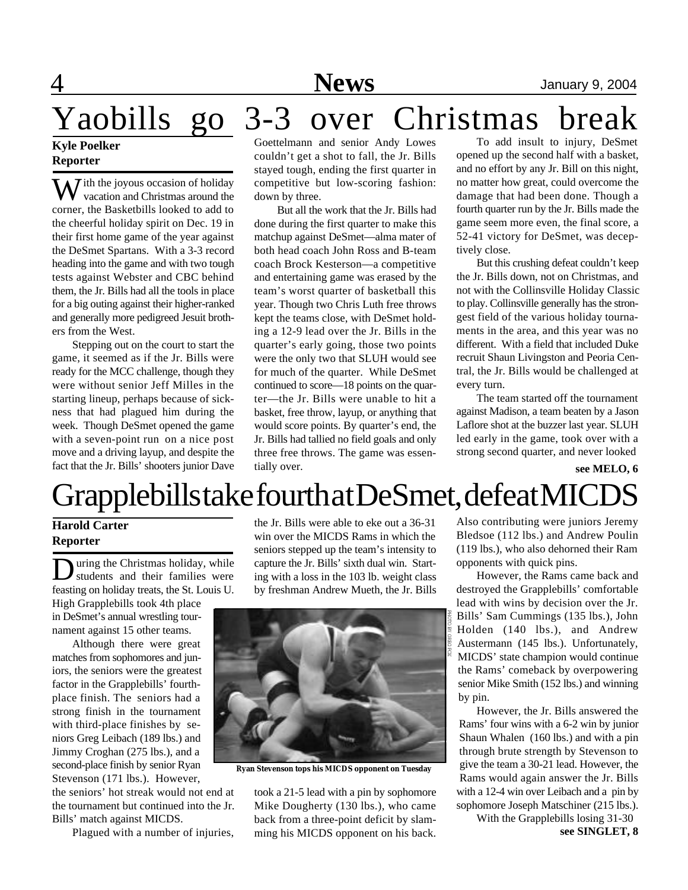# Yaobills go 3-3 over Christmas break

**Kyle Poelker**
**Reporter**

With the joyous occasion of holiday vacation and Christmas around the corner, the Basketbills looked to add to the cheerful holiday spirit on Dec. 19 in their first home game of the year against the DeSmet Spartans. With a 3-3 record heading into the game and with two tough tests against Webster and CBC behind them, the Jr. Bills had all the tools in place for a big outing against their higher-ranked and generally more pedigreed Jesuit brothers from the West.

Stepping out on the court to start the game, it seemed as if the Jr. Bills were ready for the MCC challenge, though they were without senior Jeff Milles in the starting lineup, perhaps because of sickness that had plagued him during the week. Though DeSmet opened the game with a seven-point run on a nice post move and a driving layup, and despite the fact that the Jr. Bills' shooters junior Dave Goettelmann and senior Andy Lowes couldn't get a shot to fall, the Jr. Bills stayed tough, ending the first quarter in competitive but low-scoring fashion: down by three.

But all the work that the Jr. Bills had done during the first quarter to make this matchup against DeSmet—alma mater of both head coach John Ross and B-team coach Brock Kesterson—a competitive and entertaining game was erased by the team's worst quarter of basketball this year. Though two Chris Luth free throws kept the teams close, with DeSmet holding a 12-9 lead over the Jr. Bills in the quarter's early going, those two points were the only two that SLUH would see for much of the quarter. While DeSmet continued to score—18 points on the quarter—the Jr. Bills were unable to hit a basket, free throw, layup, or anything that would score points. By quarter's end, the Jr. Bills had tallied no field goals and only three free throws. The game was essentially over.

To add insult to injury, DeSmet opened up the second half with a basket, and no effort by any Jr. Bill on this night, no matter how great, could overcome the damage that had been done. Though a fourth quarter run by the Jr. Bills made the game seem more even, the final score, a 52-41 victory for DeSmet, was deceptively close.

But this crushing defeat couldn't keep the Jr. Bills down, not on Christmas, and not with the Collinsville Holiday Classic to play. Collinsville generally has the strongest field of the various holiday tournaments in the area, and this year was no different. With a field that included Duke recruit Shaun Livingston and Peoria Central, the Jr. Bills would be challenged at every turn.

The team started off the tournament against Madison, a team beaten by a Jason Laflore shot at the buzzer last year. SLUH led early in the game, took over with a strong second quarter, and never looked

**see MELO, 6**

# Grapplebills take fourth at DeSmet, defeat MICDS

**Harold Carter**
**Reporter**

During the Christmas holiday, while students and their families were feasting on holiday treats, the St. Louis U. High Grapplebills took 4th place in DeSmet's annual wrestling tournament against 15 other teams.

Although there were great matches from sophomores and juniors, the seniors were the greatest factor in the Grapplebills' fourth-place finish. The seniors had a strong finish in the tournament with third-place finishes by seniors Greg Leibach (189 lbs.) and Jimmy Croghan (275 lbs.), and a second-place finish by senior Ryan Stevenson (171 lbs.). However, the seniors' hot streak would not end at the tournament but continued into the Jr. Bills' match against MICDS.

Plagued with a number of injuries, the Jr. Bills were able to eke out a 36-31 win over the MICDS Rams in which the seniors stepped up the team's intensity to capture the Jr. Bills' sixth dual win. Starting with a loss in the 103 lb. weight class by freshman Andrew Mueth, the Jr. Bills took a 21-5 lead with a pin by sophomore Mike Dougherty (130 lbs.), who came back from a three-point deficit by slamming his MICDS opponent on his back.

PHOTO BY GREG FOX

**Ryan Stevenson tops his MICDS opponent on Tuesday**

Also contributing were juniors Jeremy Bledsoe (112 lbs.) and Andrew Poulin (119 lbs.), who also dehorned their Ram opponents with quick pins.

However, the Rams came back and destroyed the Grapplebills' comfortable lead with wins by decision over the Jr. Bills' Sam Cummings (135 lbs.), John Holden (140 lbs.), and Andrew Austermann (145 lbs.). Unfortunately, MICDS' state champion would continue the Rams' comeback by overpowering senior Mike Smith (152 lbs.) and winning by pin.

However, the Jr. Bills answered the Rams' four wins with a 6-2 win by junior Shaun Whalen (160 lbs.) and with a pin through brute strength by Stevenson to give the team a 30-21 lead. However, the Rams would again answer the Jr. Bills with a 12-4 win over Leibach and a pin by sophomore Joseph Matschiner (215 lbs.).

With the Grapplebills losing 31-30

**see SINGLET, 8**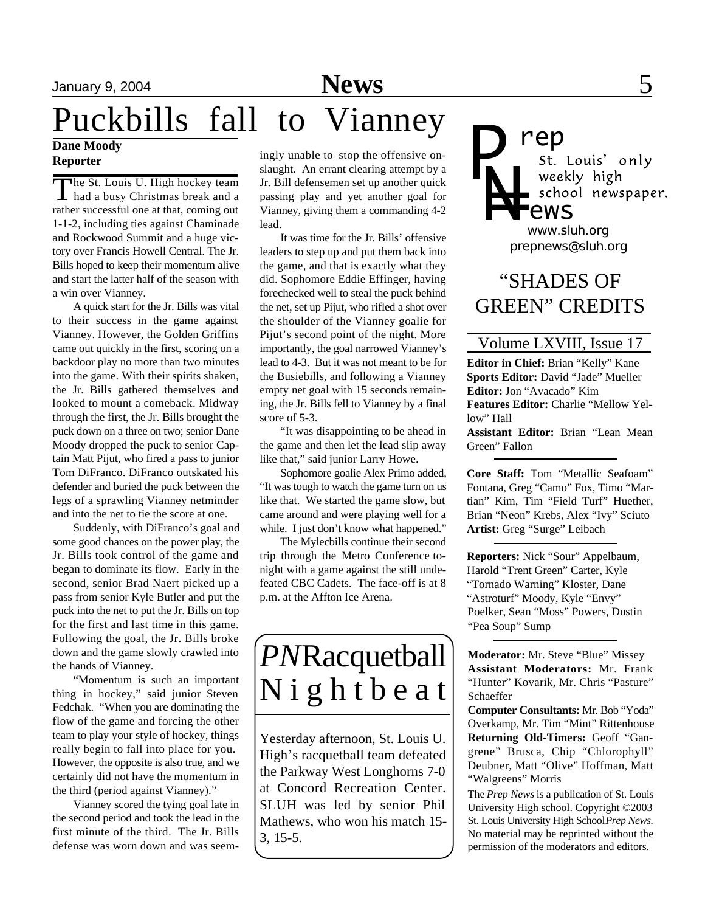# Puckbills fall to Vianney

**Dane Moody**
**Reporter**

The St. Louis U. High hockey team had a busy Christmas break and a rather successful one at that, coming out 1-1-2, including ties against Chaminade and Rockwood Summit and a huge victory over Francis Howell Central. The Jr. Bills hoped to keep their momentum alive and start the latter half of the season with a win over Vianney.

A quick start for the Jr. Bills was vital to their success in the game against Vianney. However, the Golden Griffins came out quickly in the first, scoring on a backdoor play no more than two minutes into the game. With their spirits shaken, the Jr. Bills gathered themselves and looked to mount a comeback. Midway through the first, the Jr. Bills brought the puck down on a three on two; senior Dane Moody dropped the puck to senior Captain Matt Pijut, who fired a pass to junior Tom DiFranco. DiFranco outskated his defender and buried the puck between the legs of a sprawling Vianney netminder and into the net to tie the score at one.

Suddenly, with DiFranco's goal and some good chances on the power play, the Jr. Bills took control of the game and began to dominate its flow. Early in the second, senior Brad Naert picked up a pass from senior Kyle Butler and put the puck into the net to put the Jr. Bills on top for the first and last time in this game. Following the goal, the Jr. Bills broke down and the game slowly crawled into the hands of Vianney.

"Momentum is such an important thing in hockey," said junior Steven Fedchak. "When you are dominating the flow of the game and forcing the other team to play your style of hockey, things really begin to fall into place for you. However, the opposite is also true, and we certainly did not have the momentum in the third (period against Vianney)."

Vianney scored the tying goal late in the second period and took the lead in the first minute of the third. The Jr. Bills defense was worn down and was seemingly unable to stop the offensive onslaught. An errant clearing attempt by a Jr. Bill defensemen set up another quick passing play and yet another goal for Vianney, giving them a commanding 4-2 lead.

It was time for the Jr. Bills' offensive leaders to step up and put them back into the game, and that is exactly what they did. Sophomore Eddie Effinger, having forechecked well to steal the puck behind the net, set up Pijut, who rifled a shot over the shoulder of the Vianney goalie for Pijut's second point of the night. More importantly, the goal narrowed Vianney's lead to 4-3. But it was not meant to be for the Busiebills, and following a Vianney empty net goal with 15 seconds remaining, the Jr. Bills fell to Vianney by a final score of 5-3.

"It was disappointing to be ahead in the game and then let the lead slip away like that," said junior Larry Howe.

Sophomore goalie Alex Primo added, "It was tough to watch the game turn on us like that. We started the game slow, but came around and were playing well for a while. I just don't know what happened."

The Mylecbills continue their second trip through the Metro Conference tonight with a game against the still undefeated CBC Cadets. The face-off is at 8 p.m. at the Affton Ice Arena.

## *PN* Racquetball Nightbeat

Yesterday afternoon, St. Louis U. High's racquetball team defeated the Parkway West Longhorns 7-0 at Concord Recreation Center. SLUH was led by senior Phil Mathews, who won his match 15-3, 15-5.

---

**Prep News**
St. Louis' only weekly high school newspaper.
www.sluh.org
prepnews@sluh.org

## "SHADES OF GREEN" CREDITS

### Volume LXVIII, Issue 17

**Editor in Chief:** Brian "Kelly" Kane
**Sports Editor:** David "Jade" Mueller
**Editor:** Jon "Avacado" Kim
**Features Editor:** Charlie "Mellow Yellow" Hall
**Assistant Editor:** Brian "Lean Mean Green" Fallon

**Core Staff:** Tom "Metallic Seafoam" Fontana, Greg "Camo" Fox, Timo "Martian" Kim, Tim "Field Turf" Huether, Brian "Neon" Krebs, Alex "Ivy" Sciuto
**Artist:** Greg "Surge" Leibach

**Reporters:** Nick "Sour" Appelbaum, Harold "Trent Green" Carter, Kyle "Tornado Warning" Kloster, Dane "Astroturf" Moody, Kyle "Envy" Poelker, Sean "Moss" Powers, Dustin "Pea Soup" Sump

**Moderator:** Mr. Steve "Blue" Missey
**Assistant Moderators:** Mr. Frank "Hunter" Kovarik, Mr. Chris "Pasture" Schaeffer
**Computer Consultants:** Mr. Bob "Yoda" Overkamp, Mr. Tim "Mint" Rittenhouse
**Returning Old-Timers:** Geoff "Gangrene" Brusca, Chip "Chlorophyll" Deubner, Matt "Olive" Hoffman, Matt "Walgreens" Morris

The *Prep News* is a publication of St. Louis University High school. Copyright ©2003 St. Louis University High School *Prep News.* No material may be reprinted without the permission of the moderators and editors.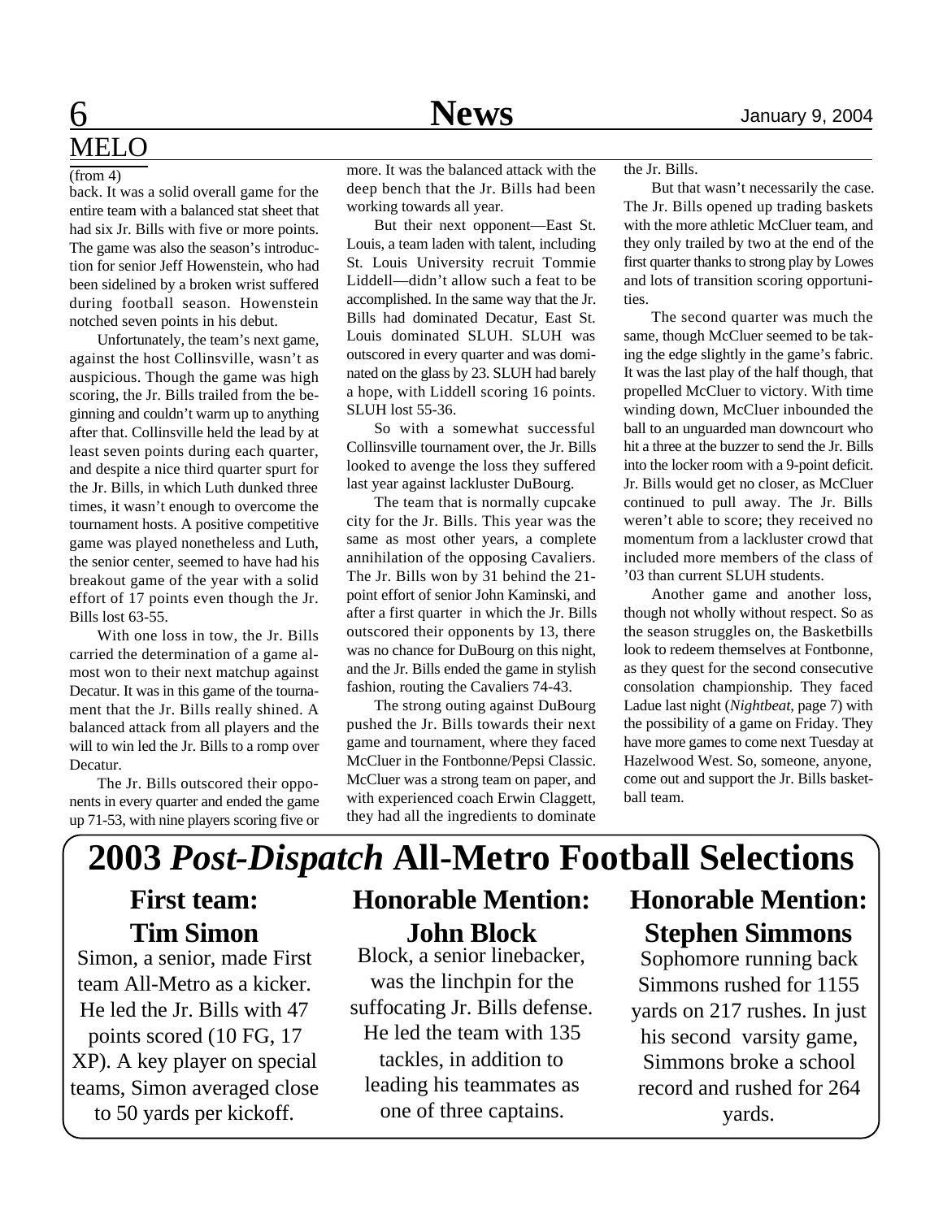## MELO

(from 4)

back. It was a solid overall game for the entire team with a balanced stat sheet that had six Jr. Bills with five or more points. The game was also the season's introduction for senior Jeff Howenstein, who had been sidelined by a broken wrist suffered during football season. Howenstein notched seven points in his debut.

Unfortunately, the team's next game, against the host Collinsville, wasn't as auspicious. Though the game was high scoring, the Jr. Bills trailed from the beginning and couldn't warm up to anything after that. Collinsville held the lead by at least seven points during each quarter, and despite a nice third quarter spurt for the Jr. Bills, in which Luth dunked three times, it wasn't enough to overcome the tournament hosts. A positive competitive game was played nonetheless and Luth, the senior center, seemed to have had his breakout game of the year with a solid effort of 17 points even though the Jr. Bills lost 63-55.

With one loss in tow, the Jr. Bills carried the determination of a game almost won to their next matchup against Decatur. It was in this game of the tournament that the Jr. Bills really shined. A balanced attack from all players and the will to win led the Jr. Bills to a romp over Decatur.

The Jr. Bills outscored their opponents in every quarter and ended the game up 71-53, with nine players scoring five or more. It was the balanced attack with the deep bench that the Jr. Bills had been working towards all year.

But their next opponent—East St. Louis, a team laden with talent, including St. Louis University recruit Tommie Liddell—didn't allow such a feat to be accomplished. In the same way that the Jr. Bills had dominated Decatur, East St. Louis dominated SLUH. SLUH was outscored in every quarter and was dominated on the glass by 23. SLUH had barely a hope, with Liddell scoring 16 points. SLUH lost 55-36.

So with a somewhat successful Collinsville tournament over, the Jr. Bills looked to avenge the loss they suffered last year against lackluster DuBourg.

The team that is normally cupcake city for the Jr. Bills. This year was the same as most other years, a complete annihilation of the opposing Cavaliers. The Jr. Bills won by 31 behind the 21-point effort of senior John Kaminski, and after a first quarter in which the Jr. Bills outscored their opponents by 13, there was no chance for DuBourg on this night, and the Jr. Bills ended the game in stylish fashion, routing the Cavaliers 74-43.

The strong outing against DuBourg pushed the Jr. Bills towards their next game and tournament, where they faced McCluer in the Fontbonne/Pepsi Classic. McCluer was a strong team on paper, and with experienced coach Erwin Claggett, they had all the ingredients to dominate the Jr. Bills.

But that wasn't necessarily the case. The Jr. Bills opened up trading baskets with the more athletic McCluer team, and they only trailed by two at the end of the first quarter thanks to strong play by Lowes and lots of transition scoring opportunities.

The second quarter was much the same, though McCluer seemed to be taking the edge slightly in the game's fabric. It was the last play of the half though, that propelled McCluer to victory. With time winding down, McCluer inbounded the ball to an unguarded man downcourt who hit a three at the buzzer to send the Jr. Bills into the locker room with a 9-point deficit. Jr. Bills would get no closer, as McCluer continued to pull away. The Jr. Bills weren't able to score; they received no momentum from a lackluster crowd that included more members of the class of '03 than current SLUH students.

Another game and another loss, though not wholly without respect. So as the season struggles on, the Basketbills look to redeem themselves at Fontbonne, as they quest for the second consecutive consolation championship. They faced Ladue last night (*Nightbeat*, page 7) with the possibility of a game on Friday. They have more games to come next Tuesday at Hazelwood West. So, someone, anyone, come out and support the Jr. Bills basketball team.

# 2003 *Post-Dispatch* All-Metro Football Selections

### First team: Tim Simon

Simon, a senior, made First team All-Metro as a kicker. He led the Jr. Bills with 47 points scored (10 FG, 17 XP). A key player on special teams, Simon averaged close to 50 yards per kickoff.

### Honorable Mention: John Block

Block, a senior linebacker, was the linchpin for the suffocating Jr. Bills defense. He led the team with 135 tackles, in addition to leading his teammates as one of three captains.

### Honorable Mention: Stephen Simmons

Sophomore running back Simmons rushed for 1155 yards on 217 rushes. In just his second varsity game, Simmons broke a school record and rushed for 264 yards.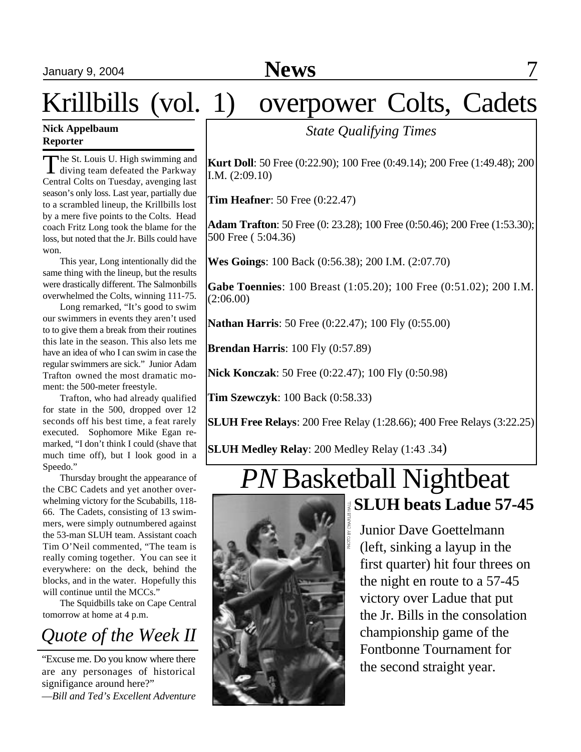# Krillbills (vol. 1) overpower Colts, Cadets

**Nick Appelbaum**
**Reporter**

The St. Louis U. High swimming and diving team defeated the Parkway Central Colts on Tuesday, avenging last season's only loss. Last year, partially due to a scrambled lineup, the Krillbills lost by a mere five points to the Colts. Head coach Fritz Long took the blame for the loss, but noted that the Jr. Bills could have won.

This year, Long intentionally did the same thing with the lineup, but the results were drastically different. The Salmonbills overwhelmed the Colts, winning 111-75.

Long remarked, "It's good to swim our swimmers in events they aren't used to to give them a break from their routines this late in the season. This also lets me have an idea of who I can swim in case the regular swimmers are sick." Junior Adam Trafton owned the most dramatic moment: the 500-meter freestyle.

Trafton, who had already qualified for state in the 500, dropped over 12 seconds off his best time, a feat rarely executed. Sophomore Mike Egan remarked, "I don't think I could (shave that much time off), but I look good in a Speedo."

Thursday brought the appearance of the CBC Cadets and yet another overwhelming victory for the Scubabills, 118-66. The Cadets, consisting of 13 swimmers, were simply outnumbered against the 53-man SLUH team. Assistant coach Tim O'Neil commented, "The team is really coming together. You can see it everywhere: on the deck, behind the blocks, and in the water. Hopefully this will continue until the MCCs."

The Squidbills take on Cape Central tomorrow at home at 4 p.m.

*State Qualifying Times*

**Kurt Doll**: 50 Free (0:22.90); 100 Free (0:49.14); 200 Free (1:49.48); 200 I.M. (2:09.10)

**Tim Heafner**: 50 Free (0:22.47)

**Adam Trafton**: 50 Free (0: 23.28); 100 Free (0:50.46); 200 Free (1:53.30); 500 Free ( 5:04.36)

**Wes Goings**: 100 Back (0:56.38); 200 I.M. (2:07.70)

**Gabe Toennies**: 100 Breast (1:05.20); 100 Free (0:51.02); 200 I.M. (2:06.00)

**Nathan Harris**: 50 Free (0:22.47); 100 Fly (0:55.00)

**Brendan Harris**: 100 Fly (0:57.89)

**Nick Konczak**: 50 Free (0:22.47); 100 Fly (0:50.98)

**Tim Szewczyk**: 100 Back (0:58.33)

**SLUH Free Relays**: 200 Free Relay (1:28.66); 400 Free Relays (3:22.25)

**SLUH Medley Relay**: 200 Medley Relay (1:43 .34)

## *Quote of the Week II*

"Excuse me. Do you know where there are any personages of historical signifigance around here?"
—*Bill and Ted's Excellent Adventure*

# *PN* Basketball Nightbeat

## SLUH beats Ladue 57-45

PHOTO BY CHARLIE HALL

Junior Dave Goettelmann (left, sinking a layup in the first quarter) hit four threes on the night en route to a 57-45 victory over Ladue that put the Jr. Bills in the consolation championship game of the Fontbonne Tournament for the second straight year.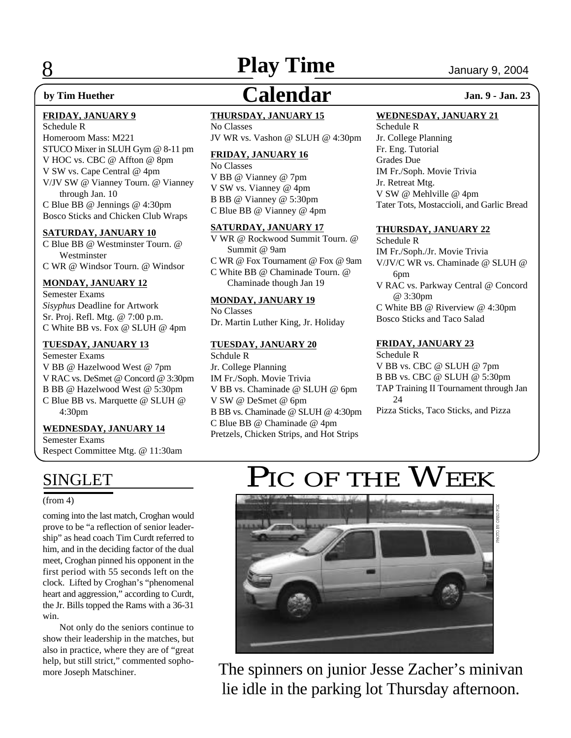# Play Time

## Calendar

by Tim Huether

Jan. 9 - Jan. 23

**FRIDAY, JANUARY 9**
Schedule R
Homeroom Mass: M221
STUCO Mixer in SLUH Gym @ 8-11 pm
V HOC vs. CBC @ Affton @ 8pm
V SW vs. Cape Central @ 4pm
V/JV SW @ Vianney Tourn. @ Vianney through Jan. 10
C Blue BB @ Jennings @ 4:30pm
Bosco Sticks and Chicken Club Wraps

**SATURDAY, JANUARY 10**
C Blue BB @ Westminster Tourn. @ Westminster
C WR @ Windsor Tourn. @ Windsor

**MONDAY, JANUARY 12**
Semester Exams
*Sisyphus* Deadline for Artwork
Sr. Proj. Refl. Mtg. @ 7:00 p.m.
C White BB vs. Fox @ SLUH @ 4pm

**TUESDAY, JANUARY 13**
Semester Exams
V BB @ Hazelwood West @ 7pm
V RAC vs. DeSmet @ Concord @ 3:30pm
B BB @ Hazelwood West @ 5:30pm
C Blue BB vs. Marquette @ SLUH @ 4:30pm

**WEDNESDAY, JANUARY 14**
Semester Exams
Respect Committee Mtg. @ 11:30am

**THURSDAY, JANUARY 15**
No Classes
JV WR vs. Vashon @ SLUH @ 4:30pm

**FRIDAY, JANUARY 16**
No Classes
V BB @ Vianney @ 7pm
V SW vs. Vianney @ 4pm
B BB @ Vianney @ 5:30pm
C Blue BB @ Vianney @ 4pm

**SATURDAY, JANUARY 17**
V WR @ Rockwood Summit Tourn. @ Summit @ 9am
C WR @ Fox Tournament @ Fox @ 9am
C White BB @ Chaminade Tourn. @ Chaminade though Jan 19

**MONDAY, JANUARY 19**
No Classes
Dr. Martin Luther King, Jr. Holiday

**TUESDAY, JANUARY 20**
Schdule R
Jr. College Planning
IM Fr./Soph. Movie Trivia
V BB vs. Chaminade @ SLUH @ 6pm
V SW @ DeSmet @ 6pm
B BB vs. Chaminade @ SLUH @ 4:30pm
C Blue BB @ Chaminade @ 4pm
Pretzels, Chicken Strips, and Hot Strips

**WEDNESDAY, JANUARY 21**
Schedule R
Jr. College Planning
Fr. Eng. Tutorial
Grades Due
IM Fr./Soph. Movie Trivia
Jr. Retreat Mtg.
V SW @ Mehlville @ 4pm
Tater Tots, Mostaccioli, and Garlic Bread

**THURSDAY, JANUARY 22**
Schedule R
IM Fr./Soph./Jr. Movie Trivia
V/JV/C WR vs. Chaminade @ SLUH @ 6pm
V RAC vs. Parkway Central @ Concord @ 3:30pm
C White BB @ Riverview @ 4:30pm
Bosco Sticks and Taco Salad

**FRIDAY, JANUARY 23**
Schedule R
V BB vs. CBC @ SLUH @ 7pm
B BB vs. CBC @ SLUH @ 5:30pm
TAP Training II Tournament through Jan 24
Pizza Sticks, Taco Sticks, and Pizza

## SINGLET

(from 4)

coming into the last match, Croghan would prove to be "a reflection of senior leadership" as head coach Tim Curdt referred to him, and in the deciding factor of the dual meet, Croghan pinned his opponent in the first period with 55 seconds left on the clock. Lifted by Croghan's "phenomenal heart and aggression," according to Curdt, the Jr. Bills topped the Rams with a 36-31 win.

Not only do the seniors continue to show their leadership in the matches, but also in practice, where they are of "great help, but still strict," commented sophomore Joseph Matschiner.

## PIC OF THE WEEK

PHOTO BY GREG FOX

The spinners on junior Jesse Zacher's minivan lie idle in the parking lot Thursday afternoon.